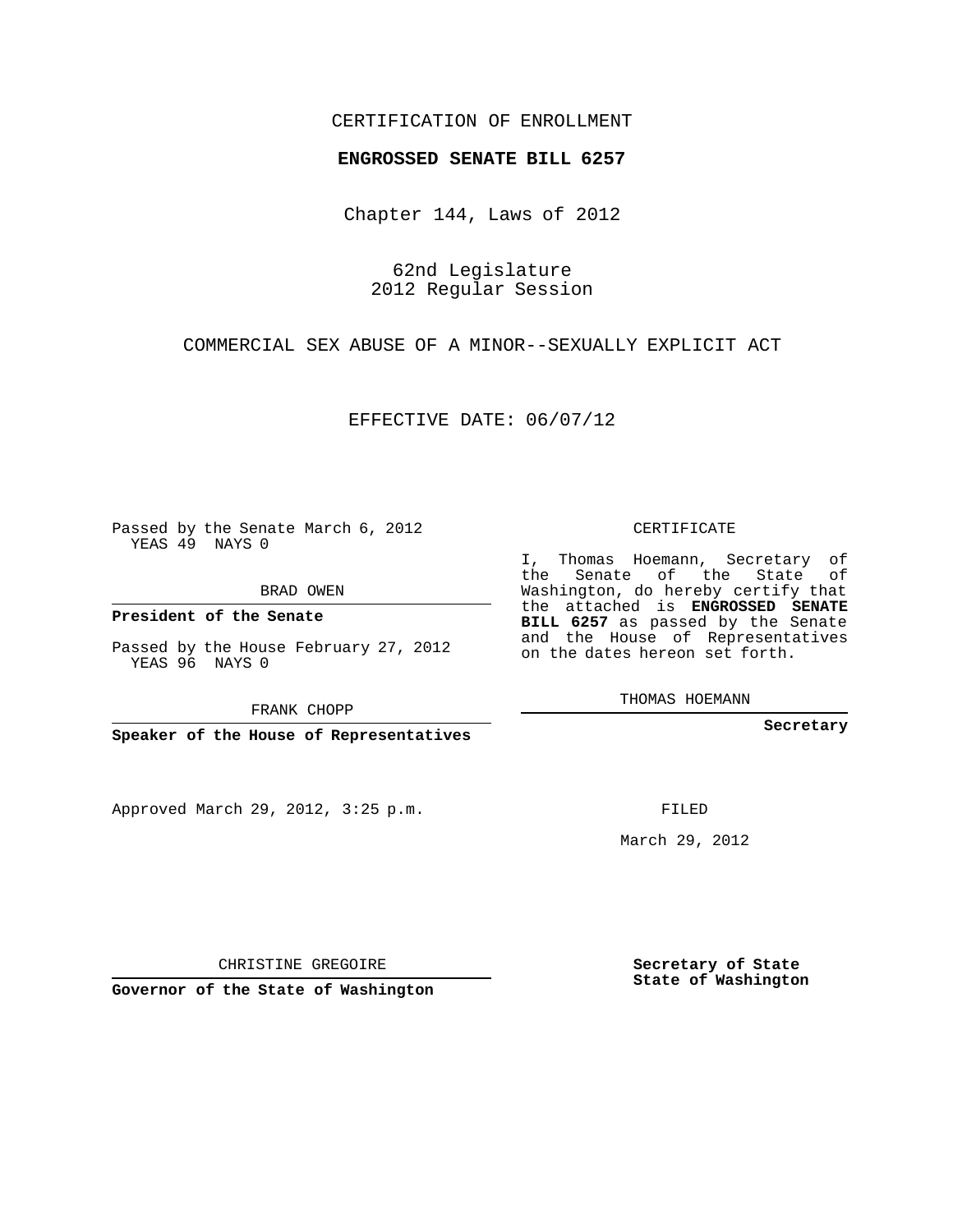CERTIFICATION OF ENROLLMENT

**ENGROSSED SENATE BILL 6257**

Chapter 144, Laws of 2012

62nd Legislature
2012 Regular Session

COMMERCIAL SEX ABUSE OF A MINOR--SEXUALLY EXPLICIT ACT

EFFECTIVE DATE: 06/07/12

Passed by the Senate March 6, 2012
YEAS 49 NAYS 0

BRAD OWEN

**President of the Senate**

Passed by the House February 27, 2012
YEAS 96 NAYS 0

FRANK CHOPP

**Speaker of the House of Representatives**

Approved March 29, 2012, 3:25 p.m.

CHRISTINE GREGOIRE

**Governor of the State of Washington**

CERTIFICATE

I, Thomas Hoemann, Secretary of the Senate of the State of Washington, do hereby certify that the attached is **ENGROSSED SENATE BILL 6257** as passed by the Senate and the House of Representatives on the dates hereon set forth.

THOMAS HOEMANN

**Secretary**

FILED

March 29, 2012

**Secretary of State**
**State of Washington**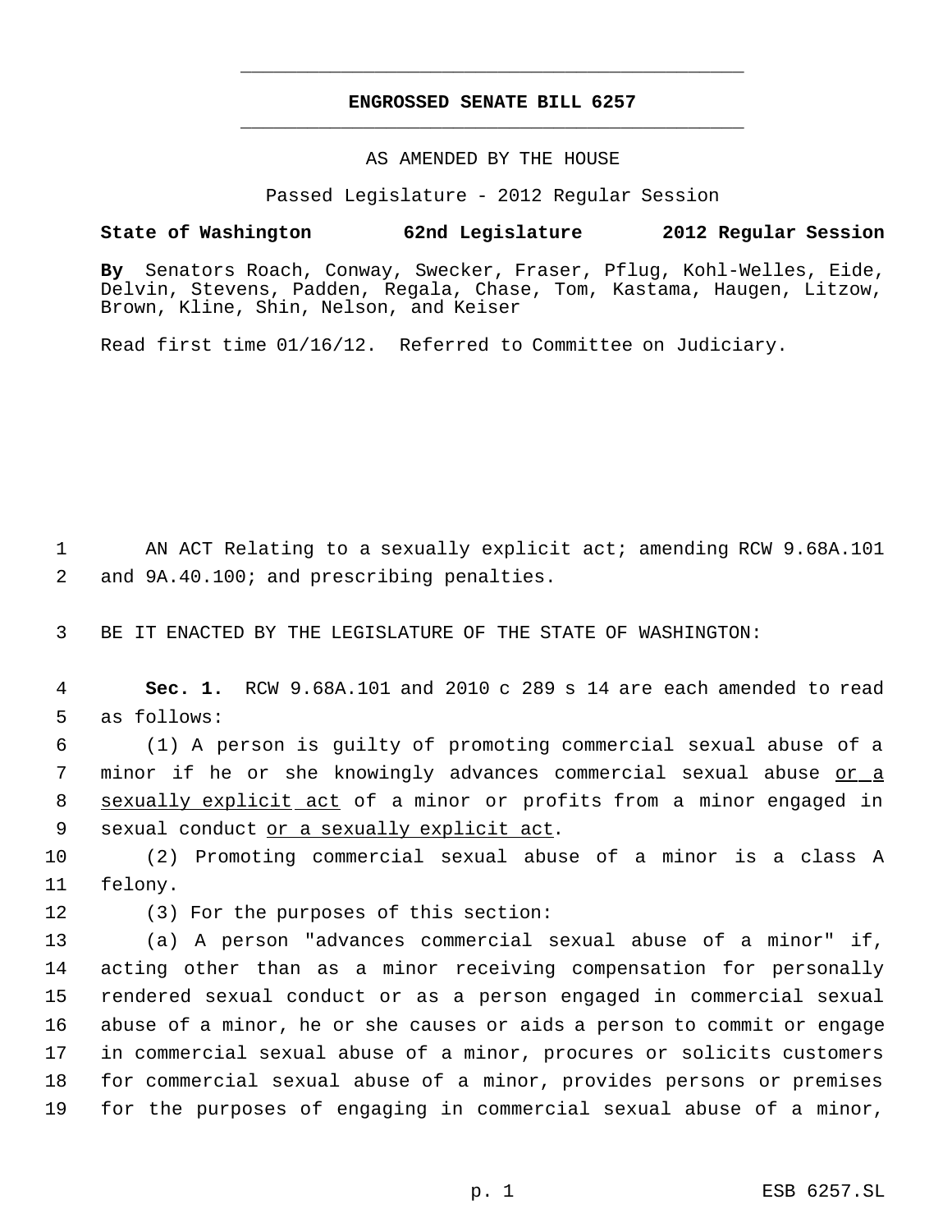**ENGROSSED SENATE BILL 6257**

AS AMENDED BY THE HOUSE

Passed Legislature - 2012 Regular Session

**State of Washington 62nd Legislature 2012 Regular Session**

**By** Senators Roach, Conway, Swecker, Fraser, Pflug, Kohl-Welles, Eide, Delvin, Stevens, Padden, Regala, Chase, Tom, Kastama, Haugen, Litzow, Brown, Kline, Shin, Nelson, and Keiser

Read first time 01/16/12. Referred to Committee on Judiciary.

AN ACT Relating to a sexually explicit act; amending RCW 9.68A.101 and 9A.40.100; and prescribing penalties.

BE IT ENACTED BY THE LEGISLATURE OF THE STATE OF WASHINGTON:

**Sec. 1.** RCW 9.68A.101 and 2010 c 289 s 14 are each amended to read as follows:

(1) A person is guilty of promoting commercial sexual abuse of a minor if he or she knowingly advances commercial sexual abuse <u>or a sexually explicit act</u> of a minor or profits from a minor engaged in sexual conduct <u>or a sexually explicit act</u>.

(2) Promoting commercial sexual abuse of a minor is a class A felony.

(3) For the purposes of this section:

(a) A person "advances commercial sexual abuse of a minor" if, acting other than as a minor receiving compensation for personally rendered sexual conduct or as a person engaged in commercial sexual abuse of a minor, he or she causes or aids a person to commit or engage in commercial sexual abuse of a minor, procures or solicits customers for commercial sexual abuse of a minor, provides persons or premises for the purposes of engaging in commercial sexual abuse of a minor,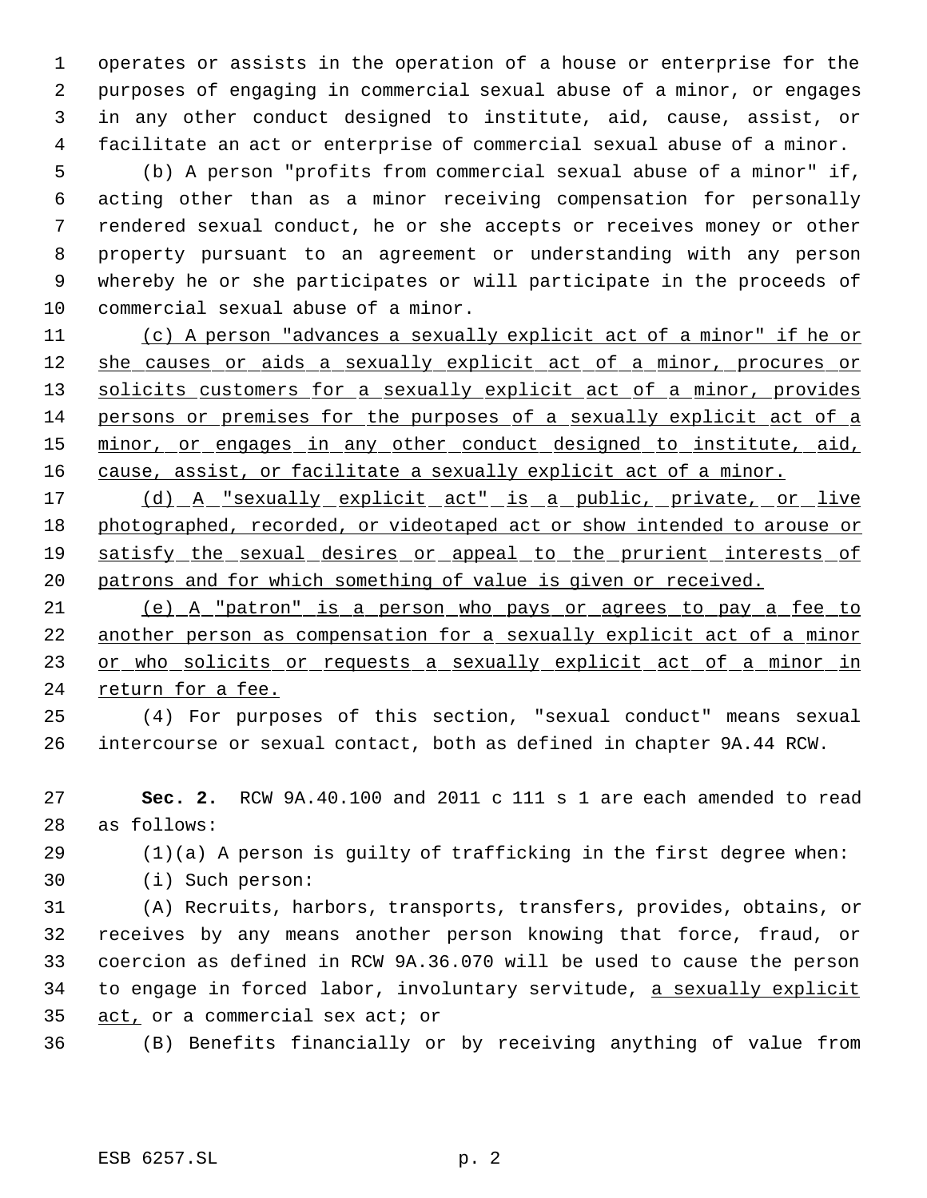operates or assists in the operation of a house or enterprise for the purposes of engaging in commercial sexual abuse of a minor, or engages in any other conduct designed to institute, aid, cause, assist, or facilitate an act or enterprise of commercial sexual abuse of a minor.

(b) A person "profits from commercial sexual abuse of a minor" if, acting other than as a minor receiving compensation for personally rendered sexual conduct, he or she accepts or receives money or other property pursuant to an agreement or understanding with any person whereby he or she participates or will participate in the proceeds of commercial sexual abuse of a minor.

<u>(c) A person "advances a sexually explicit act of a minor" if he or she causes or aids a sexually explicit act of a minor, procures or solicits customers for a sexually explicit act of a minor, provides persons or premises for the purposes of a sexually explicit act of a minor, or engages in any other conduct designed to institute, aid, cause, assist, or facilitate a sexually explicit act of a minor.</u>

<u>(d) A "sexually explicit act" is a public, private, or live photographed, recorded, or videotaped act or show intended to arouse or satisfy the sexual desires or appeal to the prurient interests of patrons and for which something of value is given or received.</u>

<u>(e) A "patron" is a person who pays or agrees to pay a fee to another person as compensation for a sexually explicit act of a minor or who solicits or requests a sexually explicit act of a minor in return for a fee.</u>

(4) For purposes of this section, "sexual conduct" means sexual intercourse or sexual contact, both as defined in chapter 9A.44 RCW.

**Sec. 2.** RCW 9A.40.100 and 2011 c 111 s 1 are each amended to read as follows:

(1)(a) A person is guilty of trafficking in the first degree when:

(i) Such person:

(A) Recruits, harbors, transports, transfers, provides, obtains, or receives by any means another person knowing that force, fraud, or coercion as defined in RCW 9A.36.070 will be used to cause the person to engage in forced labor, involuntary servitude, <u>a sexually explicit act,</u> or a commercial sex act; or

(B) Benefits financially or by receiving anything of value from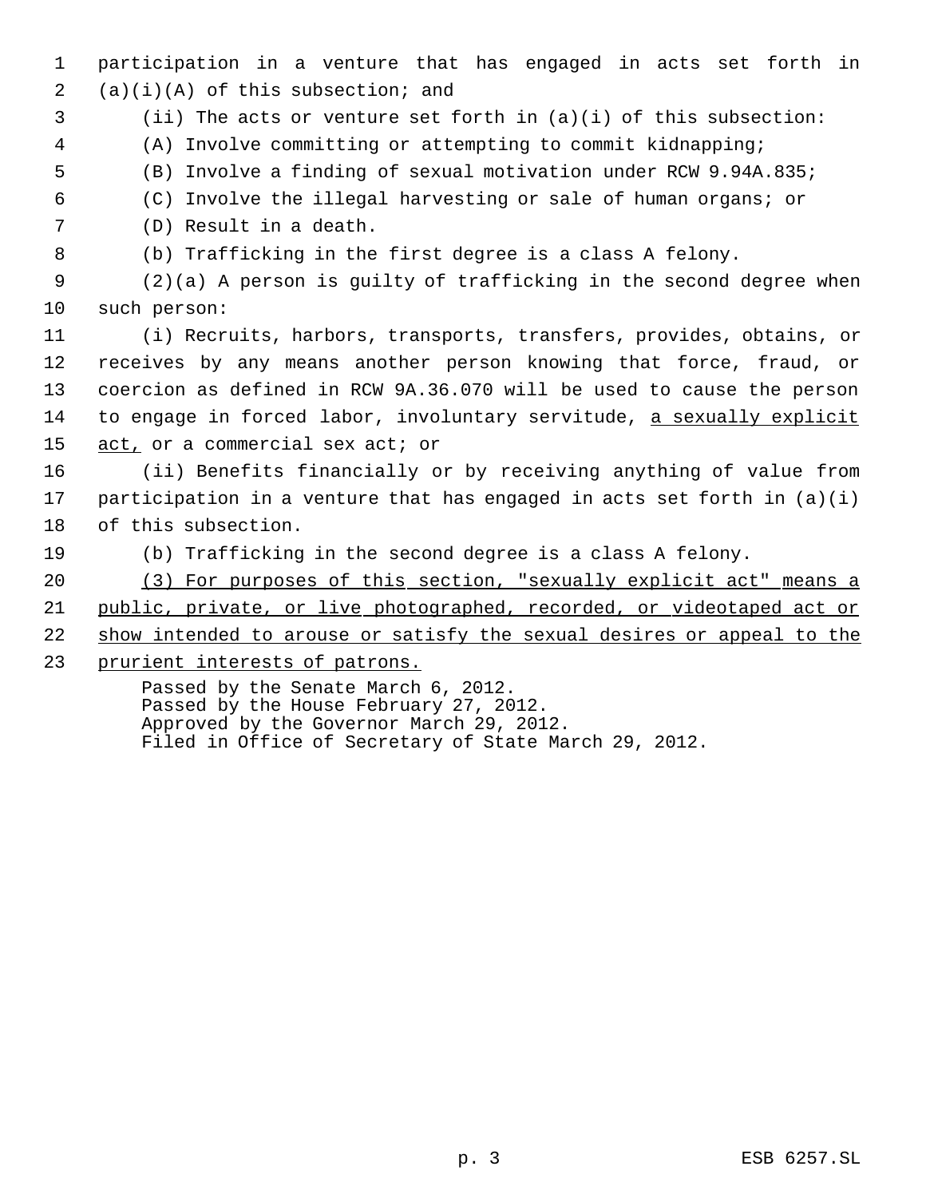participation in a venture that has engaged in acts set forth in (a)(i)(A) of this subsection; and

(ii) The acts or venture set forth in (a)(i) of this subsection:

(A) Involve committing or attempting to commit kidnapping;

(B) Involve a finding of sexual motivation under RCW 9.94A.835;

(C) Involve the illegal harvesting or sale of human organs; or

(D) Result in a death.

(b) Trafficking in the first degree is a class A felony.

(2)(a) A person is guilty of trafficking in the second degree when such person:

(i) Recruits, harbors, transports, transfers, provides, obtains, or receives by any means another person knowing that force, fraud, or coercion as defined in RCW 9A.36.070 will be used to cause the person to engage in forced labor, involuntary servitude, <u>a sexually explicit act,</u> or a commercial sex act; or

(ii) Benefits financially or by receiving anything of value from participation in a venture that has engaged in acts set forth in (a)(i) of this subsection.

(b) Trafficking in the second degree is a class A felony.

<u>(3) For purposes of this section, "sexually explicit act" means a public, private, or live photographed, recorded, or videotaped act or show intended to arouse or satisfy the sexual desires or appeal to the prurient interests of patrons.</u>

Passed by the Senate March 6, 2012.
Passed by the House February 27, 2012.
Approved by the Governor March 29, 2012.
Filed in Office of Secretary of State March 29, 2012.